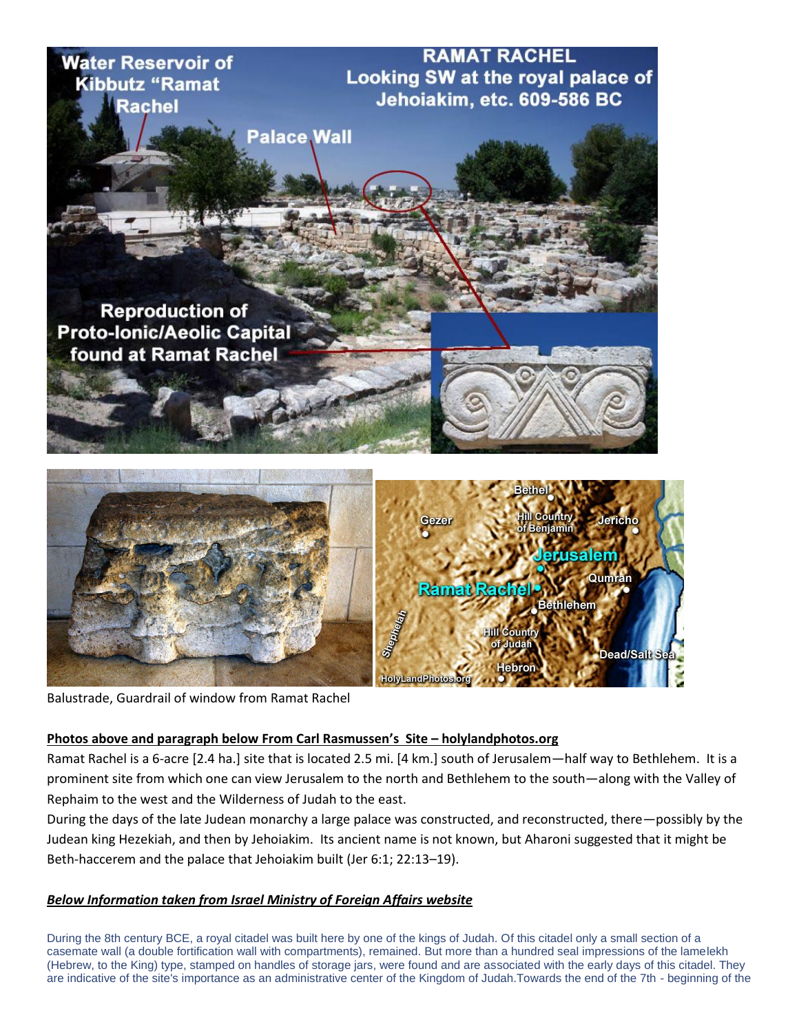Balustrade, Guardrail of window from Ramat Rachel

**Photos above and paragraph below From Carl Rasmussen's Site – holylandphotos.org**

Ramat Rachel is a 6-acre [2.4 ha.] site that is located 2.5 mi. [4 km.] south of Jerusalem—half way to Bethlehem. It is a prominent site from which one can view Jerusalem to the north and Bethlehem to the south—along with the Valley of Rephaim to the west and the Wilderness of Judah to the east.

During the days of the late Judean monarchy a large palace was constructed, and reconstructed, there—possibly by the Judean king Hezekiah, and then by Jehoiakim. Its ancient name is not known, but Aharoni suggested that it might be Beth-haccerem and the palace that Jehoiakim built (Jer 6:1; 22:13–19).

***Below Information taken from Israel Ministry of Foreign Affairs website***

During the 8th century BCE, a royal citadel was built here by one of the kings of Judah. Of this citadel only a small section of a casemate wall (a double fortification wall with compartments), remained. But more than a hundred seal impressions of the lamelekh (Hebrew, to the King) type, stamped on handles of storage jars, were found and are associated with the early days of this citadel. They are indicative of the site's importance as an administrative center of the Kingdom of Judah.Towards the end of the 7th - beginning of the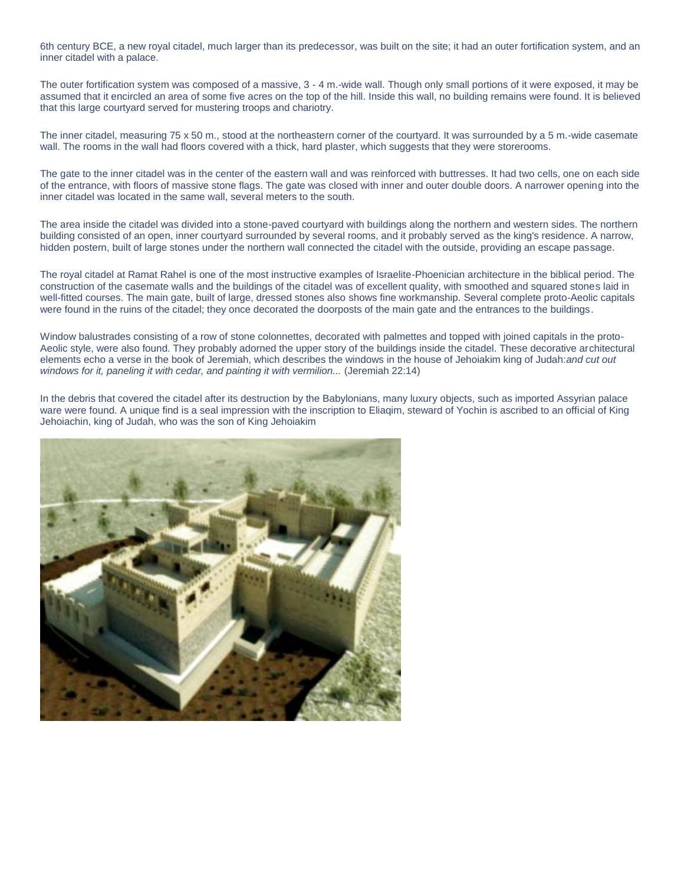6th century BCE, a new royal citadel, much larger than its predecessor, was built on the site; it had an outer fortification system, and an inner citadel with a palace.

The outer fortification system was composed of a massive, 3 - 4 m.-wide wall. Though only small portions of it were exposed, it may be assumed that it encircled an area of some five acres on the top of the hill. Inside this wall, no building remains were found. It is believed that this large courtyard served for mustering troops and chariotry.

The inner citadel, measuring 75 x 50 m., stood at the northeastern corner of the courtyard. It was surrounded by a 5 m.-wide casemate wall. The rooms in the wall had floors covered with a thick, hard plaster, which suggests that they were storerooms.

The gate to the inner citadel was in the center of the eastern wall and was reinforced with buttresses. It had two cells, one on each side of the entrance, with floors of massive stone flags. The gate was closed with inner and outer double doors. A narrower opening into the inner citadel was located in the same wall, several meters to the south.

The area inside the citadel was divided into a stone-paved courtyard with buildings along the northern and western sides. The northern building consisted of an open, inner courtyard surrounded by several rooms, and it probably served as the king's residence. A narrow, hidden postern, built of large stones under the northern wall connected the citadel with the outside, providing an escape passage.

The royal citadel at Ramat Rahel is one of the most instructive examples of Israelite-Phoenician architecture in the biblical period. The construction of the casemate walls and the buildings of the citadel was of excellent quality, with smoothed and squared stones laid in well-fitted courses. The main gate, built of large, dressed stones also shows fine workmanship. Several complete proto-Aeolic capitals were found in the ruins of the citadel; they once decorated the doorposts of the main gate and the entrances to the buildings.

Window balustrades consisting of a row of stone colonnettes, decorated with palmettes and topped with joined capitals in the proto-Aeolic style, were also found. They probably adorned the upper story of the buildings inside the citadel. These decorative architectural elements echo a verse in the book of Jeremiah, which describes the windows in the house of Jehoiakim king of Judah:*and cut out windows for it, paneling it with cedar, and painting it with vermilion...* (Jeremiah 22:14)

In the debris that covered the citadel after its destruction by the Babylonians, many luxury objects, such as imported Assyrian palace ware were found. A unique find is a seal impression with the inscription to Eliaqim, steward of Yochin is ascribed to an official of King Jehoiachin, king of Judah, who was the son of King Jehoiakim